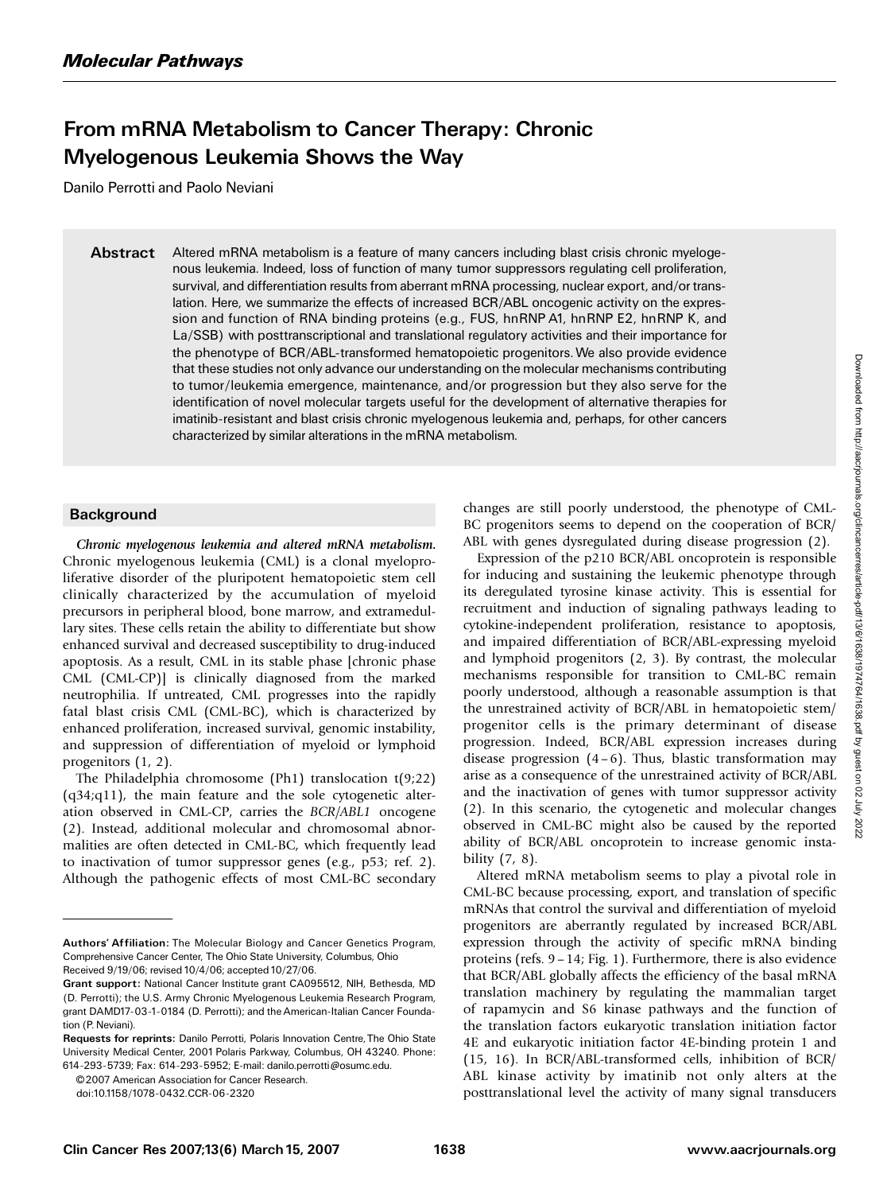# From mRNA Metabolism to Cancer Therapy: Chronic Myelogenous Leukemia Shows the Way

Danilo Perrotti and Paolo Neviani

**Abstract** Altered mRNA metabolism is a feature of many cancers including blast crisis chronic myelogenous leukemia. Indeed, loss of function of many tumor suppressors regulating cell proliferation, survival, and differentiation results from aberrant mRNA processing, nuclear export, and/or translation. Here, we summarize the effects of increased BCR/ABL oncogenic activity on the expression and function of RNA binding proteins (e.g., FUS, hnRNP A1, hnRNP E2, hnRNP K, and La/SSB) with posttranscriptional and translational regulatory activities and their importance for the phenotype of BCR/ABL-transformed hematopoietic progenitors. We also provide evidence that these studies not only advance our understanding on the molecular mechanisms contributing to tumor/leukemia emergence, maintenance, and/or progression but they also serve for the identification of novel molecular targets useful for the development of alternative therapies for imatinib-resistant and blast crisis chronic myelogenous leukemia and, perhaps, for other cancers characterized by similar alterations in the mRNA metabolism.

## Background

***Chronic myelogenous leukemia and altered mRNA metabolism.*** Chronic myelogenous leukemia (CML) is a clonal myeloproliferative disorder of the pluripotent hematopoietic stem cell clinically characterized by the accumulation of myeloid precursors in peripheral blood, bone marrow, and extramedullary sites. These cells retain the ability to differentiate but show enhanced survival and decreased susceptibility to drug-induced apoptosis. As a result, CML in its stable phase [chronic phase CML (CML-CP)] is clinically diagnosed from the marked neutrophilia. If untreated, CML progresses into the rapidly fatal blast crisis CML (CML-BC), which is characterized by enhanced proliferation, increased survival, genomic instability, and suppression of differentiation of myeloid or lymphoid progenitors (1, 2).

The Philadelphia chromosome (Ph1) translocation t(9;22) (q34;q11), the main feature and the sole cytogenetic alteration observed in CML-CP, carries the *BCR/ABL1* oncogene (2). Instead, additional molecular and chromosomal abnormalities are often detected in CML-BC, which frequently lead to inactivation of tumor suppressor genes (e.g., p53; ref. 2). Although the pathogenic effects of most CML-BC secondary changes are still poorly understood, the phenotype of CML-BC progenitors seems to depend on the cooperation of BCR/ABL with genes dysregulated during disease progression (2).

Expression of the p210 BCR/ABL oncoprotein is responsible for inducing and sustaining the leukemic phenotype through its deregulated tyrosine kinase activity. This is essential for recruitment and induction of signaling pathways leading to cytokine-independent proliferation, resistance to apoptosis, and impaired differentiation of BCR/ABL-expressing myeloid and lymphoid progenitors (2, 3). By contrast, the molecular mechanisms responsible for transition to CML-BC remain poorly understood, although a reasonable assumption is that the unrestrained activity of BCR/ABL in hematopoietic stem/progenitor cells is the primary determinant of disease progression. Indeed, BCR/ABL expression increases during disease progression (4–6). Thus, blastic transformation may arise as a consequence of the unrestrained activity of BCR/ABL and the inactivation of genes with tumor suppressor activity (2). In this scenario, the cytogenetic and molecular changes observed in CML-BC might also be caused by the reported ability of BCR/ABL oncoprotein to increase genomic instability (7, 8).

Altered mRNA metabolism seems to play a pivotal role in CML-BC because processing, export, and translation of specific mRNAs that control the survival and differentiation of myeloid progenitors are aberrantly regulated by increased BCR/ABL expression through the activity of specific mRNA binding proteins (refs. 9–14; Fig. 1). Furthermore, there is also evidence that BCR/ABL globally affects the efficiency of the basal mRNA translation machinery by regulating the mammalian target of rapamycin and S6 kinase pathways and the function of the translation factors eukaryotic translation initiation factor 4E and eukaryotic initiation factor 4E-binding protein 1 and (15, 16). In BCR/ABL-transformed cells, inhibition of BCR/ABL kinase activity by imatinib not only alters at the posttranslational level the activity of many signal transducers

---

**Authors' Affiliation:** The Molecular Biology and Cancer Genetics Program, Comprehensive Cancer Center, The Ohio State University, Columbus, Ohio
Received 9/19/06; revised 10/4/06; accepted 10/27/06.
**Grant support:** National Cancer Institute grant CA095512, NIH, Bethesda, MD (D. Perrotti); the U.S. Army Chronic Myelogenous Leukemia Research Program, grant DAMD17-03-1-0184 (D. Perrotti); and the American-Italian Cancer Foundation (P. Neviani).
**Requests for reprints:** Danilo Perrotti, Polaris Innovation Centre, The Ohio State University Medical Center, 2001 Polaris Parkway, Columbus, OH 43240. Phone: 614-293-5739; Fax: 614-293-5952; E-mail: danilo.perrotti@osumc.edu.
©2007 American Association for Cancer Research.
doi:10.1158/1078-0432.CCR-06-2320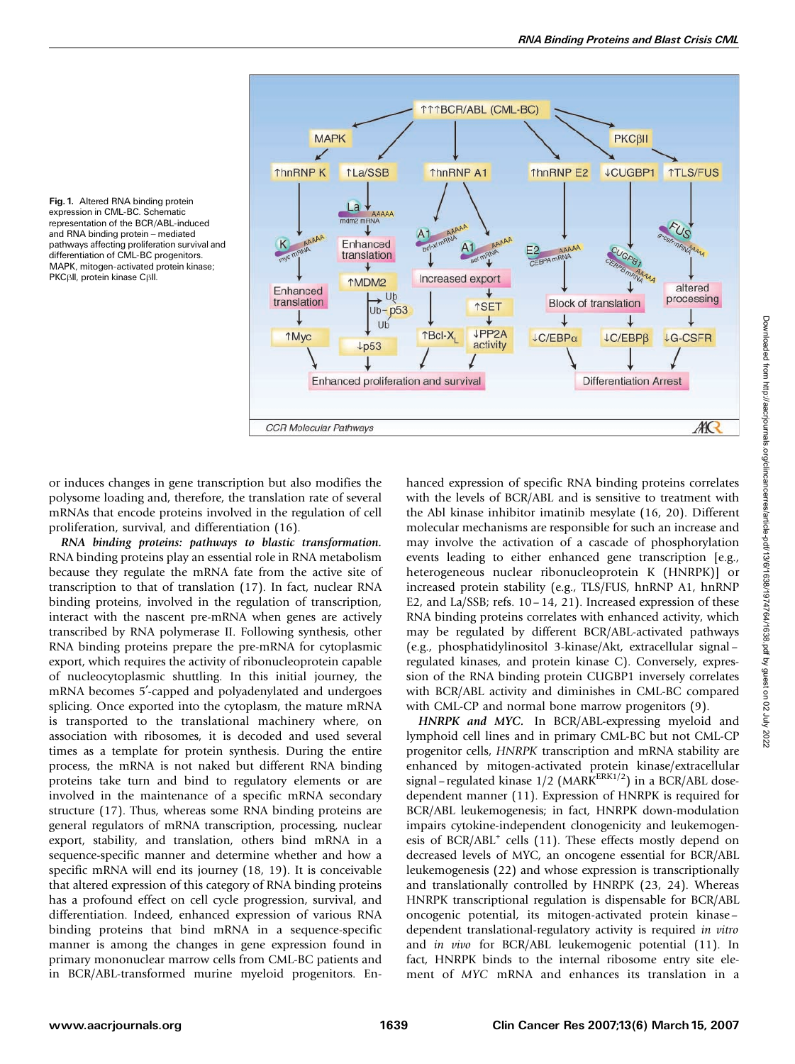**Fig. 1.** Altered RNA binding protein expression in CML-BC. Schematic representation of the BCR/ABL-induced and RNA binding protein – mediated pathways affecting proliferation survival and differentiation of CML-BC progenitors. MAPK, mitogen-activated protein kinase; PKCβII, protein kinase CβII.

or induces changes in gene transcription but also modifies the polysome loading and, therefore, the translation rate of several mRNAs that encode proteins involved in the regulation of cell proliferation, survival, and differentiation (16).

***RNA binding proteins: pathways to blastic transformation.*** RNA binding proteins play an essential role in RNA metabolism because they regulate the mRNA fate from the active site of transcription to that of translation (17). In fact, nuclear RNA binding proteins, involved in the regulation of transcription, interact with the nascent pre-mRNA when genes are actively transcribed by RNA polymerase II. Following synthesis, other RNA binding proteins prepare the pre-mRNA for cytoplasmic export, which requires the activity of ribonucleoprotein capable of nucleocytoplasmic shuttling. In this initial journey, the mRNA becomes 5′-capped and polyadenylated and undergoes splicing. Once exported into the cytoplasm, the mature mRNA is transported to the translational machinery where, on association with ribosomes, it is decoded and used several times as a template for protein synthesis. During the entire process, the mRNA is not naked but different RNA binding proteins take turn and bind to regulatory elements or are involved in the maintenance of a specific mRNA secondary structure (17). Thus, whereas some RNA binding proteins are general regulators of mRNA transcription, processing, nuclear export, stability, and translation, others bind mRNA in a sequence-specific manner and determine whether and how a specific mRNA will end its journey (18, 19). It is conceivable that altered expression of this category of RNA binding proteins has a profound effect on cell cycle progression, survival, and differentiation. Indeed, enhanced expression of various RNA binding proteins that bind mRNA in a sequence-specific manner is among the changes in gene expression found in primary mononuclear marrow cells from CML-BC patients and in BCR/ABL-transformed murine myeloid progenitors. Enhanced expression of specific RNA binding proteins correlates with the levels of BCR/ABL and is sensitive to treatment with the Abl kinase inhibitor imatinib mesylate (16, 20). Different molecular mechanisms are responsible for such an increase and may involve the activation of a cascade of phosphorylation events leading to either enhanced gene transcription [e.g., heterogeneous nuclear ribonucleoprotein K (HNRPK)] or increased protein stability (e.g., TLS/FUS, hnRNP A1, hnRNP E2, and La/SSB; refs. 10–14, 21). Increased expression of these RNA binding proteins correlates with enhanced activity, which may be regulated by different BCR/ABL-activated pathways (e.g., phosphatidylinositol 3-kinase/Akt, extracellular signal–regulated kinases, and protein kinase C). Conversely, expression of the RNA binding protein CUGBP1 inversely correlates with BCR/ABL activity and diminishes in CML-BC compared with CML-CP and normal bone marrow progenitors (9).

***HNRPK and MYC.*** In BCR/ABL-expressing myeloid and lymphoid cell lines and in primary CML-BC but not CML-CP progenitor cells, *HNRPK* transcription and mRNA stability are enhanced by mitogen-activated protein kinase/extracellular signal–regulated kinase 1/2 ($MARK^{ERK1/2}$) in a BCR/ABL dose-dependent manner (11). Expression of HNRPK is required for BCR/ABL leukemogenesis; in fact, HNRPK down-modulation impairs cytokine-independent clonogenicity and leukemogenesis of $BCR/ABL^{+}$ cells (11). These effects mostly depend on decreased levels of MYC, an oncogene essential for BCR/ABL leukemogenesis (22) and whose expression is transcriptionally and translationally controlled by HNRPK (23, 24). Whereas HNRPK transcriptional regulation is dispensable for BCR/ABL oncogenic potential, its mitogen-activated protein kinase–dependent translational-regulatory activity is required *in vitro* and *in vivo* for BCR/ABL leukemogenic potential (11). In fact, HNRPK binds to the internal ribosome entry site element of *MYC* mRNA and enhances its translation in a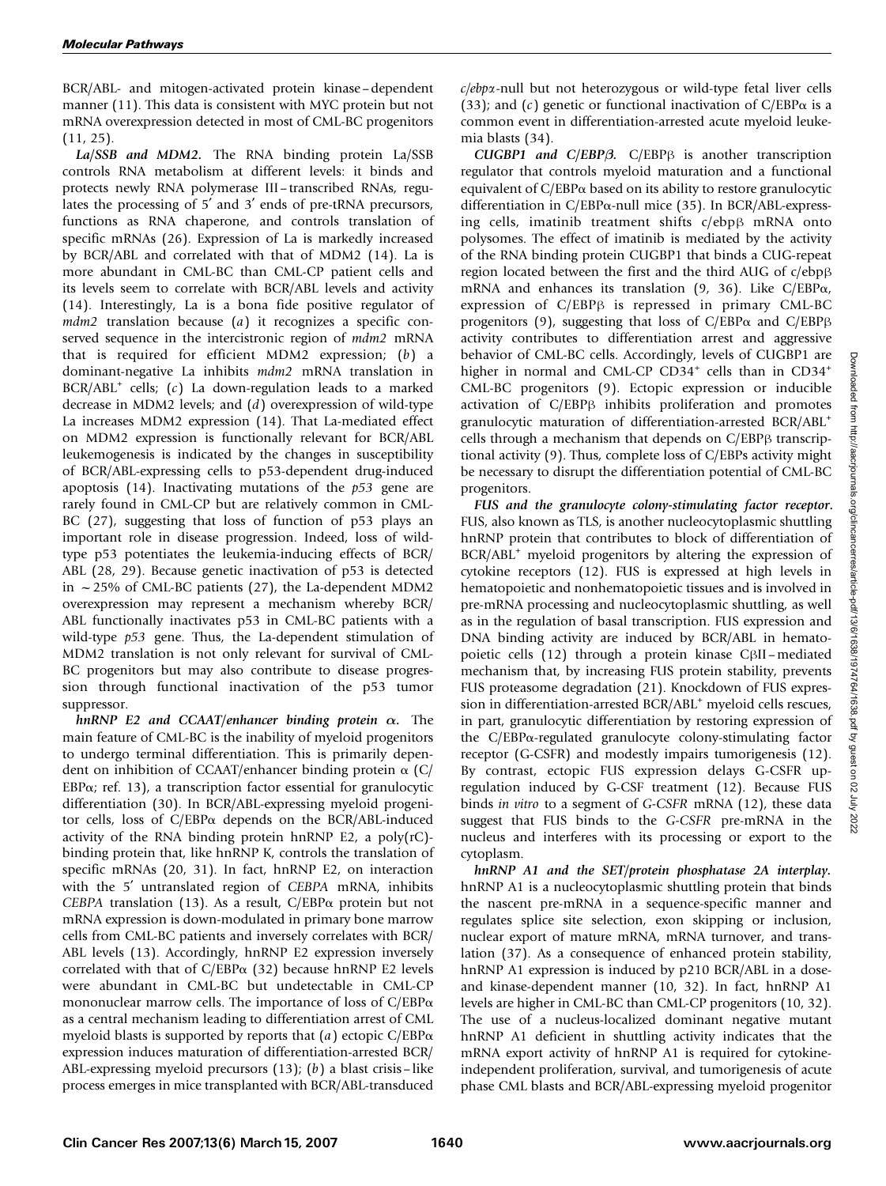BCR/ABL- and mitogen-activated protein kinase–dependent manner (11). This data is consistent with MYC protein but not mRNA overexpression detected in most of CML-BC progenitors (11, 25).

***La/SSB and MDM2.*** The RNA binding protein La/SSB controls RNA metabolism at different levels: it binds and protects newly RNA polymerase III–transcribed RNAs, regulates the processing of 5′ and 3′ ends of pre-tRNA precursors, functions as RNA chaperone, and controls translation of specific mRNAs (26). Expression of La is markedly increased by BCR/ABL and correlated with that of MDM2 (14). La is more abundant in CML-BC than CML-CP patient cells and its levels seem to correlate with BCR/ABL levels and activity (14). Interestingly, La is a bona fide positive regulator of *mdm2* translation because (*a*) it recognizes a specific conserved sequence in the intercistronic region of *mdm2* mRNA that is required for efficient MDM2 expression; (*b*) a dominant-negative La inhibits *mdm2* mRNA translation in BCR/ABL[+] cells; (*c*) La down-regulation leads to a marked decrease in MDM2 levels; and (*d*) overexpression of wild-type La increases MDM2 expression (14). That La-mediated effect on MDM2 expression is functionally relevant for BCR/ABL leukemogenesis is indicated by the changes in susceptibility of BCR/ABL-expressing cells to p53-dependent drug-induced apoptosis (14). Inactivating mutations of the *p53* gene are rarely found in CML-CP but are relatively common in CML-BC (27), suggesting that loss of function of p53 plays an important role in disease progression. Indeed, loss of wild-type p53 potentiates the leukemia-inducing effects of BCR/ABL (28, 29). Because genetic inactivation of p53 is detected in ~25% of CML-BC patients (27), the La-dependent MDM2 overexpression may represent a mechanism whereby BCR/ABL functionally inactivates p53 in CML-BC patients with a wild-type *p53* gene. Thus, the La-dependent stimulation of MDM2 translation is not only relevant for survival of CML-BC progenitors but may also contribute to disease progression through functional inactivation of the p53 tumor suppressor.

***hnRNP E2 and CCAAT/enhancer binding protein α.*** The main feature of CML-BC is the inability of myeloid progenitors to undergo terminal differentiation. This is primarily dependent on inhibition of CCAAT/enhancer binding protein α (C/EBPα; ref. 13), a transcription factor essential for granulocytic differentiation (30). In BCR/ABL-expressing myeloid progenitor cells, loss of C/EBPα depends on the BCR/ABL-induced activity of the RNA binding protein hnRNP E2, a poly(rC)-binding protein that, like hnRNP K, controls the translation of specific mRNAs (20, 31). In fact, hnRNP E2, on interaction with the 5′ untranslated region of *CEBPA* mRNA, inhibits *CEBPA* translation (13). As a result, C/EBPα protein but not mRNA expression is down-modulated in primary bone marrow cells from CML-BC patients and inversely correlates with BCR/ABL levels (13). Accordingly, hnRNP E2 expression inversely correlated with that of C/EBPα (32) because hnRNP E2 levels were abundant in CML-BC but undetectable in CML-CP mononuclear marrow cells. The importance of loss of C/EBPα as a central mechanism leading to differentiation arrest of CML myeloid blasts is supported by reports that (*a*) ectopic C/EBPα expression induces maturation of differentiation-arrested BCR/ABL-expressing myeloid precursors (13); (*b*) a blast crisis–like process emerges in mice transplanted with BCR/ABL-transduced *c/ebpα*-null but not heterozygous or wild-type fetal liver cells (33); and (*c*) genetic or functional inactivation of C/EBPα is a common event in differentiation-arrested acute myeloid leukemia blasts (34).

***CUGBP1 and C/EBPβ.*** C/EBPβ is another transcription regulator that controls myeloid maturation and a functional equivalent of C/EBPα based on its ability to restore granulocytic differentiation in C/EBPα-null mice (35). In BCR/ABL-expressing cells, imatinib treatment shifts c/ebpβ mRNA onto polysomes. The effect of imatinib is mediated by the activity of the RNA binding protein CUGBP1 that binds a CUG-repeat region located between the first and the third AUG of c/ebpβ mRNA and enhances its translation (9, 36). Like C/EBPα, expression of C/EBPβ is repressed in primary CML-BC progenitors (9), suggesting that loss of C/EBPα and C/EBPβ activity contributes to differentiation arrest and aggressive behavior of CML-BC cells. Accordingly, levels of CUGBP1 are higher in normal and CML-CP CD34[+] cells than in CD34[+] CML-BC progenitors (9). Ectopic expression or inducible activation of C/EBPβ inhibits proliferation and promotes granulocytic maturation of differentiation-arrested BCR/ABL[+] cells through a mechanism that depends on C/EBPβ transcriptional activity (9). Thus, complete loss of C/EBPs activity might be necessary to disrupt the differentiation potential of CML-BC progenitors.

***FUS and the granulocyte colony-stimulating factor receptor.*** FUS, also known as TLS, is another nucleocytoplasmic shuttling hnRNP protein that contributes to block of differentiation of BCR/ABL[+] myeloid progenitors by altering the expression of cytokine receptors (12). FUS is expressed at high levels in hematopoietic and nonhematopoietic tissues and is involved in pre-mRNA processing and nucleocytoplasmic shuttling, as well as in the regulation of basal transcription. FUS expression and DNA binding activity are induced by BCR/ABL in hematopoietic cells (12) through a protein kinase CβII–mediated mechanism that, by increasing FUS protein stability, prevents FUS proteasome degradation (21). Knockdown of FUS expression in differentiation-arrested BCR/ABL[+] myeloid cells rescues, in part, granulocytic differentiation by restoring expression of the C/EBPα-regulated granulocyte colony-stimulating factor receptor (G-CSFR) and modestly impairs tumorigenesis (12). By contrast, ectopic FUS expression delays G-CSFR up-regulation induced by G-CSF treatment (12). Because FUS binds *in vitro* to a segment of *G-CSFR* mRNA (12), these data suggest that FUS binds to the *G-CSFR* pre-mRNA in the nucleus and interferes with its processing or export to the cytoplasm.

***hnRNP A1 and the SET/protein phosphatase 2A interplay.*** hnRNP A1 is a nucleocytoplasmic shuttling protein that binds the nascent pre-mRNA in a sequence-specific manner and regulates splice site selection, exon skipping or inclusion, nuclear export of mature mRNA, mRNA turnover, and translation (37). As a consequence of enhanced protein stability, hnRNP A1 expression is induced by p210 BCR/ABL in a dose- and kinase-dependent manner (10, 32). In fact, hnRNP A1 levels are higher in CML-BC than CML-CP progenitors (10, 32). The use of a nucleus-localized dominant negative mutant hnRNP A1 deficient in shuttling activity indicates that the mRNA export activity of hnRNP A1 is required for cytokine-independent proliferation, survival, and tumorigenesis of acute phase CML blasts and BCR/ABL-expressing myeloid progenitor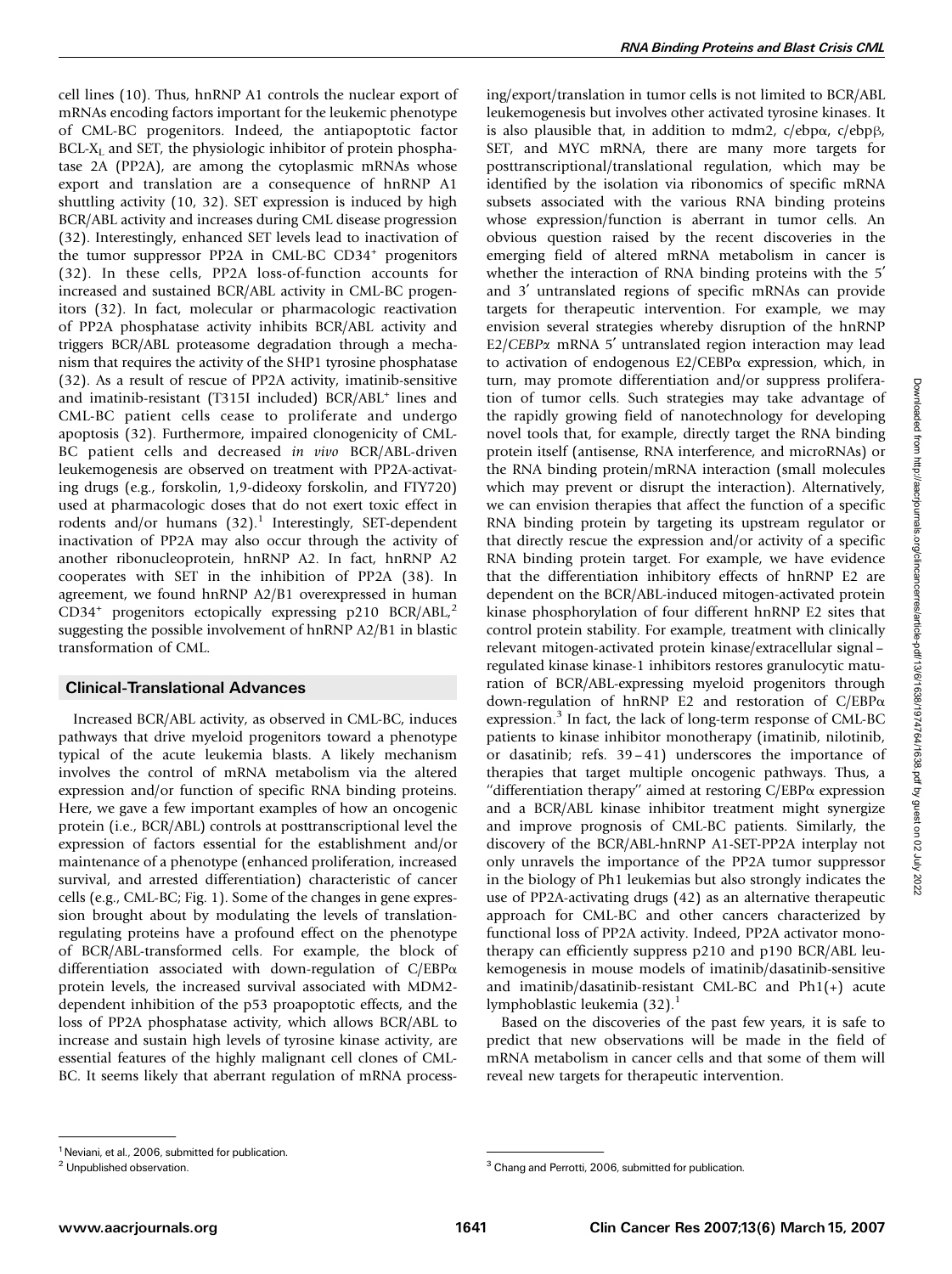cell lines (10). Thus, hnRNP A1 controls the nuclear export of mRNAs encoding factors important for the leukemic phenotype of CML-BC progenitors. Indeed, the antiapoptotic factor BCL-$X_L$ and SET, the physiologic inhibitor of protein phosphatase 2A (PP2A), are among the cytoplasmic mRNAs whose export and translation are a consequence of hnRNP A1 shuttling activity (10, 32). SET expression is induced by high BCR/ABL activity and increases during CML disease progression (32). Interestingly, enhanced SET levels lead to inactivation of the tumor suppressor PP2A in CML-BC CD34+ progenitors (32). In these cells, PP2A loss-of-function accounts for increased and sustained BCR/ABL activity in CML-BC progenitors (32). In fact, molecular or pharmacologic reactivation of PP2A phosphatase activity inhibits BCR/ABL activity and triggers BCR/ABL proteasome degradation through a mechanism that requires the activity of the SHP1 tyrosine phosphatase (32). As a result of rescue of PP2A activity, imatinib-sensitive and imatinib-resistant (T315I included) BCR/ABL+ lines and CML-BC patient cells cease to proliferate and undergo apoptosis (32). Furthermore, impaired clonogenicity of CML-BC patient cells and decreased *in vivo* BCR/ABL-driven leukemogenesis are observed on treatment with PP2A-activating drugs (e.g., forskolin, 1,9-dideoxy forskolin, and FTY720) used at pharmacologic doses that do not exert toxic effect in rodents and/or humans (32).[1] Interestingly, SET-dependent inactivation of PP2A may also occur through the activity of another ribonucleoprotein, hnRNP A2. In fact, hnRNP A2 cooperates with SET in the inhibition of PP2A (38). In agreement, we found hnRNP A2/B1 overexpressed in human CD34+ progenitors ectopically expressing p210 BCR/ABL,[2] suggesting the possible involvement of hnRNP A2/B1 in blastic transformation of CML.

## Clinical-Translational Advances

Increased BCR/ABL activity, as observed in CML-BC, induces pathways that drive myeloid progenitors toward a phenotype typical of the acute leukemia blasts. A likely mechanism involves the control of mRNA metabolism via the altered expression and/or function of specific RNA binding proteins. Here, we gave a few important examples of how an oncogenic protein (i.e., BCR/ABL) controls at posttranscriptional level the expression of factors essential for the establishment and/or maintenance of a phenotype (enhanced proliferation, increased survival, and arrested differentiation) characteristic of cancer cells (e.g., CML-BC; Fig. 1). Some of the changes in gene expression brought about by modulating the levels of translation-regulating proteins have a profound effect on the phenotype of BCR/ABL-transformed cells. For example, the block of differentiation associated with down-regulation of C/EBPα protein levels, the increased survival associated with MDM2-dependent inhibition of the p53 proapoptotic effects, and the loss of PP2A phosphatase activity, which allows BCR/ABL to increase and sustain high levels of tyrosine kinase activity, are essential features of the highly malignant cell clones of CML-BC. It seems likely that aberrant regulation of mRNA processing/export/translation in tumor cells is not limited to BCR/ABL leukemogenesis but involves other activated tyrosine kinases. It is also plausible that, in addition to mdm2, c/ebpα, c/ebpβ, SET, and MYC mRNA, there are many more targets for posttranscriptional/translational regulation, which may be identified by the isolation via ribonomics of specific mRNA subsets associated with the various RNA binding proteins whose expression/function is aberrant in tumor cells. An obvious question raised by the recent discoveries in the emerging field of altered mRNA metabolism in cancer is whether the interaction of RNA binding proteins with the 5′ and 3′ untranslated regions of specific mRNAs can provide targets for therapeutic intervention. For example, we may envision several strategies whereby disruption of the hnRNP E2/*CEBPα* mRNA 5′ untranslated region interaction may lead to activation of endogenous E2/CEBPα expression, which, in turn, may promote differentiation and/or suppress proliferation of tumor cells. Such strategies may take advantage of the rapidly growing field of nanotechnology for developing novel tools that, for example, directly target the RNA binding protein itself (antisense, RNA interference, and microRNAs) or the RNA binding protein/mRNA interaction (small molecules which may prevent or disrupt the interaction). Alternatively, we can envision therapies that affect the function of a specific RNA binding protein by targeting its upstream regulator or that directly rescue the expression and/or activity of a specific RNA binding protein target. For example, we have evidence that the differentiation inhibitory effects of hnRNP E2 are dependent on the BCR/ABL-induced mitogen-activated protein kinase phosphorylation of four different hnRNP E2 sites that control protein stability. For example, treatment with clinically relevant mitogen-activated protein kinase/extracellular signal–regulated kinase kinase-1 inhibitors restores granulocytic maturation of BCR/ABL-expressing myeloid progenitors through down-regulation of hnRNP E2 and restoration of C/EBPα expression.[3] In fact, the lack of long-term response of CML-BC patients to kinase inhibitor monotherapy (imatinib, nilotinib, or dasatinib; refs. 39–41) underscores the importance of therapies that target multiple oncogenic pathways. Thus, a "differentiation therapy" aimed at restoring C/EBPα expression and a BCR/ABL kinase inhibitor treatment might synergize and improve prognosis of CML-BC patients. Similarly, the discovery of the BCR/ABL-hnRNP A1-SET-PP2A interplay not only unravels the importance of the PP2A tumor suppressor in the biology of Ph1 leukemias but also strongly indicates the use of PP2A-activating drugs (42) as an alternative therapeutic approach for CML-BC and other cancers characterized by functional loss of PP2A activity. Indeed, PP2A activator monotherapy can efficiently suppress p210 and p190 BCR/ABL leukemogenesis in mouse models of imatinib/dasatinib-sensitive and imatinib/dasatinib-resistant CML-BC and Ph1(+) acute lymphoblastic leukemia (32).[1]

Based on the discoveries of the past few years, it is safe to predict that new observations will be made in the field of mRNA metabolism in cancer cells and that some of them will reveal new targets for therapeutic intervention.

---

[1] Neviani, et al., 2006, submitted for publication.

[2] Unpublished observation.

[3] Chang and Perrotti, 2006, submitted for publication.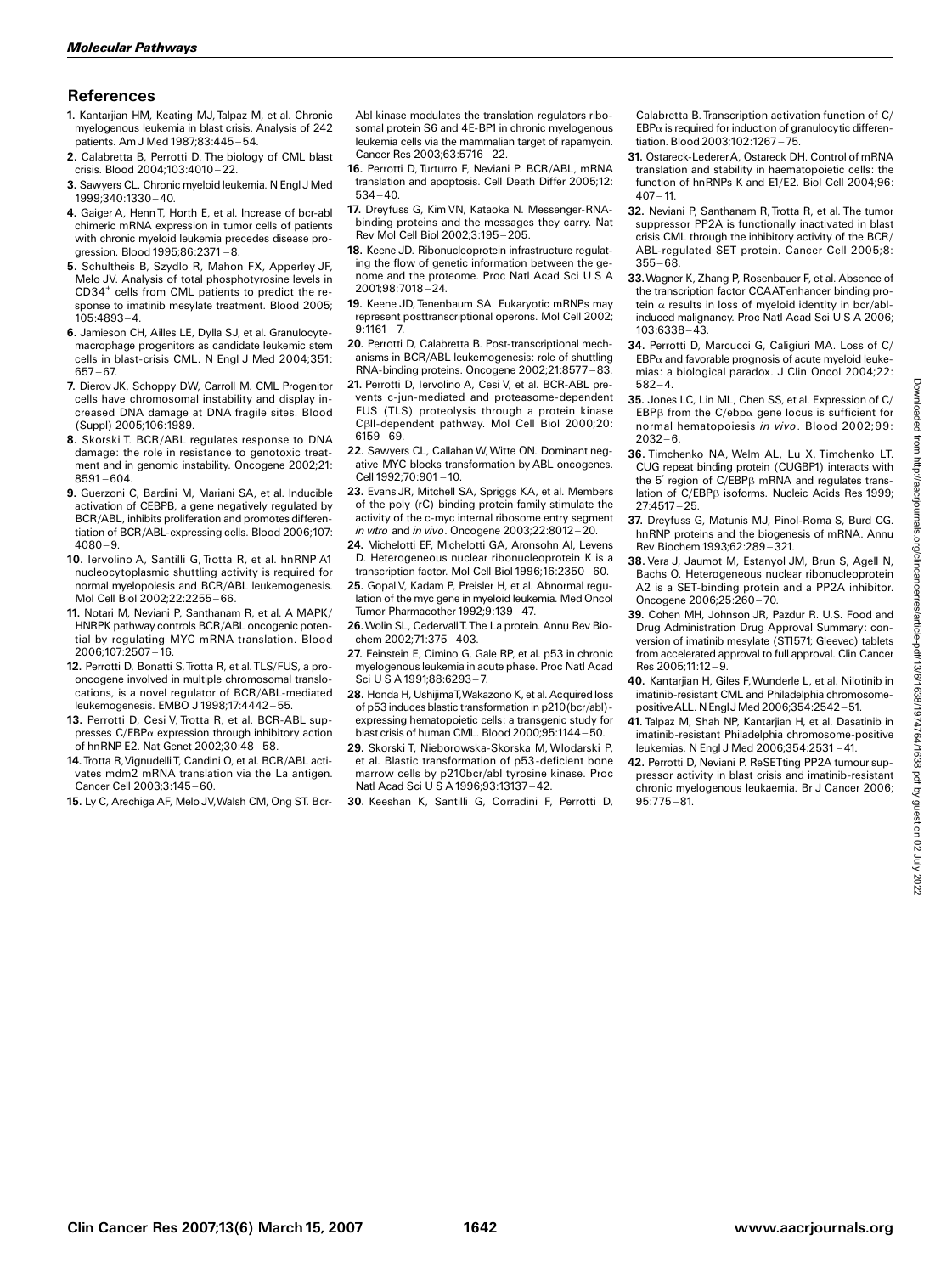## References

1. Kantarjian HM, Keating MJ, Talpaz M, et al. Chronic myelogenous leukemia in blast crisis. Analysis of 242 patients. Am J Med 1987;83:445–54.
2. Calabretta B, Perrotti D. The biology of CML blast crisis. Blood 2004;103:4010–22.
3. Sawyers CL. Chronic myeloid leukemia. N Engl J Med 1999;340:1330–40.
4. Gaiger A, Henn T, Horth E, et al. Increase of bcr-abl chimeric mRNA expression in tumor cells of patients with chronic myeloid leukemia precedes disease progression. Blood 1995;86:2371–8.
5. Schultheis B, Szydlo R, Mahon FX, Apperley JF, Melo JV. Analysis of total phosphotyrosine levels in $CD34^+$ cells from CML patients to predict the response to imatinib mesylate treatment. Blood 2005;105:4893–4.
6. Jamieson CH, Ailles LE, Dylla SJ, et al. Granulocyte-macrophage progenitors as candidate leukemic stem cells in blast-crisis CML. N Engl J Med 2004;351:657–67.
7. Dierov JK, Schoppy DW, Carroll M. CML Progenitor cells have chromosomal instability and display increased DNA damage at DNA fragile sites. Blood (Suppl) 2005;106:1989.
8. Skorski T. BCR/ABL regulates response to DNA damage: the role in resistance to genotoxic treatment and in genomic instability. Oncogene 2002;21:8591–604.
9. Guerzoni C, Bardini M, Mariani SA, et al. Inducible activation of CEBPB, a gene negatively regulated by BCR/ABL, inhibits proliferation and promotes differentiation of BCR/ABL-expressing cells. Blood 2006;107:4080–9.
10. Iervolino A, Santilli G, Trotta R, et al. hnRNP A1 nucleocytoplasmic shuttling activity is required for normal myelopoiesis and BCR/ABL leukemogenesis. Mol Cell Biol 2002;22:2255–66.
11. Notari M, Neviani P, Santhanam R, et al. A MAPK/HNRPK pathway controls BCR/ABL oncogenic potential by regulating MYC mRNA translation. Blood 2006;107:2507–16.
12. Perrotti D, Bonatti S, Trotta R, et al. TLS/FUS, a pro-oncogene involved in multiple chromosomal translocations, is a novel regulator of BCR/ABL-mediated leukemogenesis. EMBO J 1998;17:4442–55.
13. Perrotti D, Cesi V, Trotta R, et al. BCR-ABL suppresses C/EBPα expression through inhibitory action of hnRNP E2. Nat Genet 2002;30:48–58.
14. Trotta R, Vignudelli T, Candini O, et al. BCR/ABL activates mdm2 mRNA translation via the La antigen. Cancer Cell 2003;3:145–60.
15. Ly C, Arechiga AF, Melo JV, Walsh CM, Ong ST. Bcr-Abl kinase modulates the translation regulators ribosomal protein S6 and 4E-BP1 in chronic myelogenous leukemia cells via the mammalian target of rapamycin. Cancer Res 2003;63:5716–22.
16. Perrotti D, Turturro F, Neviani P. BCR/ABL, mRNA translation and apoptosis. Cell Death Differ 2005;12:534–40.
17. Dreyfuss G, Kim VN, Kataoka N. Messenger-RNA-binding proteins and the messages they carry. Nat Rev Mol Cell Biol 2002;3:195–205.
18. Keene JD. Ribonucleoprotein infrastructure regulating the flow of genetic information between the genome and the proteome. Proc Natl Acad Sci U S A 2001;98:7018–24.
19. Keene JD, Tenenbaum SA. Eukaryotic mRNPs may represent posttranscriptional operons. Mol Cell 2002;9:1161–7.
20. Perrotti D, Calabretta B. Post-transcriptional mechanisms in BCR/ABL leukemogenesis: role of shuttling RNA-binding proteins. Oncogene 2002;21:8577–83.
21. Perrotti D, Iervolino A, Cesi V, et al. BCR-ABL prevents c-jun-mediated and proteasome-dependent FUS (TLS) proteolysis through a protein kinase CβII-dependent pathway. Mol Cell Biol 2000;20:6159–69.
22. Sawyers CL, Callahan W, Witte ON. Dominant negative MYC blocks transformation by ABL oncogenes. Cell 1992;70:901–10.
23. Evans JR, Mitchell SA, Spriggs KA, et al. Members of the poly (rC) binding protein family stimulate the activity of the c-myc internal ribosome entry segment *in vitro* and *in vivo*. Oncogene 2003;22:8012–20.
24. Michelotti EF, Michelotti GA, Aronsohn AI, Levens D. Heterogeneous nuclear ribonucleoprotein K is a transcription factor. Mol Cell Biol 1996;16:2350–60.
25. Gopal V, Kadam P, Preisler H, et al. Abnormal regulation of the myc gene in myeloid leukemia. Med Oncol Tumor Pharmacother 1992;9:139–47.
26. Wolin SL, Cedervall T. The La protein. Annu Rev Biochem 2002;71:375–403.
27. Feinstein E, Cimino G, Gale RP, et al. p53 in chronic myelogenous leukemia in acute phase. Proc Natl Acad Sci U S A 1991;88:6293–7.
28. Honda H, Ushijima T, Wakazono K, et al. Acquired loss of p53 induces blastic transformation in p210(bcr/abl)-expressing hematopoietic cells: a transgenic study for blast crisis of human CML. Blood 2000;95:1144–50.
29. Skorski T, Nieborowska-Skorska M, Wlodarski P, et al. Blastic transformation of p53-deficient bone marrow cells by p210bcr/abl tyrosine kinase. Proc Natl Acad Sci U S A 1996;93:13137–42.
30. Keeshan K, Santilli G, Corradini F, Perrotti D, Calabretta B. Transcription activation function of C/EBPα is required for induction of granulocytic differentiation. Blood 2003;102:1267–75.
31. Ostareck-Lederer A, Ostareck DH. Control of mRNA translation and stability in haematopoietic cells: the function of hnRNPs K and E1/E2. Biol Cell 2004;96:407–11.
32. Neviani P, Santhanam R, Trotta R, et al. The tumor suppressor PP2A is functionally inactivated in blast crisis CML through the inhibitory activity of the BCR/ABL-regulated SET protein. Cancer Cell 2005;8:355–68.
33. Wagner K, Zhang P, Rosenbauer F, et al. Absence of the transcription factor CCAAT enhancer binding protein α results in loss of myeloid identity in bcr/abl-induced malignancy. Proc Natl Acad Sci U S A 2006;103:6338–43.
34. Perrotti D, Marcucci G, Caligiuri MA. Loss of C/EBPα and favorable prognosis of acute myeloid leukemias: a biological paradox. J Clin Oncol 2004;22:582–4.
35. Jones LC, Lin ML, Chen SS, et al. Expression of C/EBPβ from the C/ebpα gene locus is sufficient for normal hematopoiesis *in vivo*. Blood 2002;99:2032–6.
36. Timchenko NA, Welm AL, Lu X, Timchenko LT. CUG repeat binding protein (CUGBP1) interacts with the 5′ region of C/EBPβ mRNA and regulates translation of C/EBPβ isoforms. Nucleic Acids Res 1999;27:4517–25.
37. Dreyfuss G, Matunis MJ, Pinol-Roma S, Burd CG. hnRNP proteins and the biogenesis of mRNA. Annu Rev Biochem 1993;62:289–321.
38. Vera J, Jaumot M, Estanyol JM, Brun S, Agell N, Bachs O. Heterogeneous nuclear ribonucleoprotein A2 is a SET-binding protein and a PP2A inhibitor. Oncogene 2006;25:260–70.
39. Cohen MH, Johnson JR, Pazdur R. U.S. Food and Drug Administration Drug Approval Summary: conversion of imatinib mesylate (STI571; Gleevec) tablets from accelerated approval to full approval. Clin Cancer Res 2005;11:12–9.
40. Kantarjian H, Giles F, Wunderle L, et al. Nilotinib in imatinib-resistant CML and Philadelphia chromosome-positive ALL. N Engl J Med 2006;354:2542–51.
41. Talpaz M, Shah NP, Kantarjian H, et al. Dasatinib in imatinib-resistant Philadelphia chromosome-positive leukemias. N Engl J Med 2006;354:2531–41.
42. Perrotti D, Neviani P. ReSETting PP2A tumour suppressor activity in blast crisis and imatinib-resistant chronic myelogenous leukaemia. Br J Cancer 2006;95:775–81.